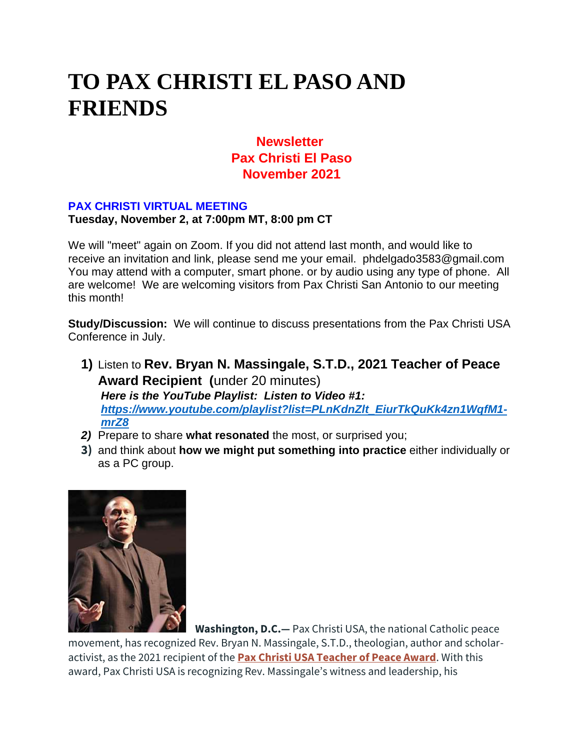# TO PAX CHRISTI EL PASO AND FRIENDS

**Newsletter**
**Pax Christi El Paso**
**November 2021**

**PAX CHRISTI VIRTUAL MEETING**
**Tuesday, November 2, at 7:00pm MT, 8:00 pm CT**

We will "meet" again on Zoom. If you did not attend last month, and would like to receive an invitation and link, please send me your email. phdelgado3583@gmail.com You may attend with a computer, smart phone. or by audio using any type of phone. All are welcome! We are welcoming visitors from Pax Christi San Antonio to our meeting this month!

**Study/Discussion:** We will continue to discuss presentations from the Pax Christi USA Conference in July.

1) Listen to **Rev. Bryan N. Massingale, S.T.D., 2021 Teacher of Peace Award Recipient (**under 20 minutes)
   ***Here is the YouTube Playlist: Listen to Video #1:***
   ***https://www.youtube.com/playlist?list=PLnKdnZlt_EiurTkQuKk4zn1WqfM1-mrZ8***
2) Prepare to share **what resonated** the most, or surprised you;
3) and think about **how we might put something into practice** either individually or as a PC group.

**Washington, D.C.—** Pax Christi USA, the national Catholic peace movement, has recognized Rev. Bryan N. Massingale, S.T.D., theologian, author and scholar-activist, as the 2021 recipient of the **Pax Christi USA Teacher of Peace Award**. With this award, Pax Christi USA is recognizing Rev. Massingale's witness and leadership, his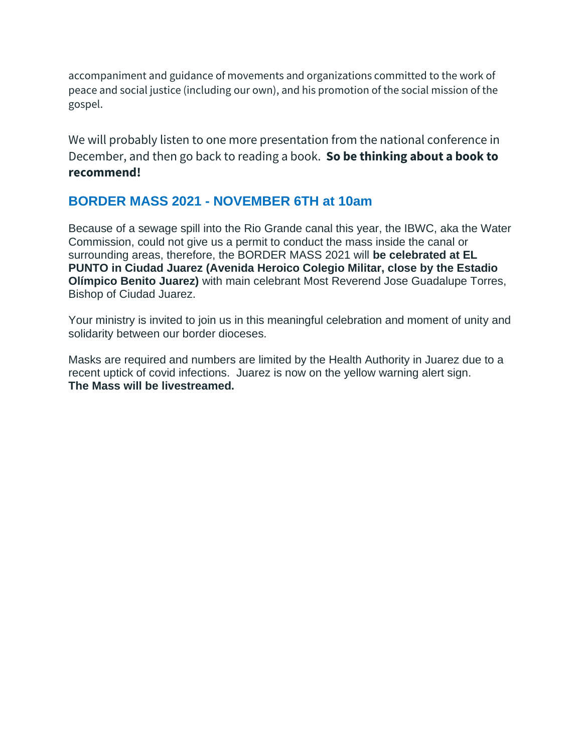accompaniment and guidance of movements and organizations committed to the work of peace and social justice (including our own), and his promotion of the social mission of the gospel.

We will probably listen to one more presentation from the national conference in December, and then go back to reading a book. **So be thinking about a book to recommend!**

## BORDER MASS 2021 - NOVEMBER 6TH at 10am

Because of a sewage spill into the Rio Grande canal this year, the IBWC, aka the Water Commission, could not give us a permit to conduct the mass inside the canal or surrounding areas, therefore, the BORDER MASS 2021 will **be celebrated at EL PUNTO in Ciudad Juarez (Avenida Heroico Colegio Militar, close by the Estadio Olímpico Benito Juarez)** with main celebrant Most Reverend Jose Guadalupe Torres, Bishop of Ciudad Juarez.

Your ministry is invited to join us in this meaningful celebration and moment of unity and solidarity between our border dioceses.

Masks are required and numbers are limited by the Health Authority in Juarez due to a recent uptick of covid infections. Juarez is now on the yellow warning alert sign.
**The Mass will be livestreamed.**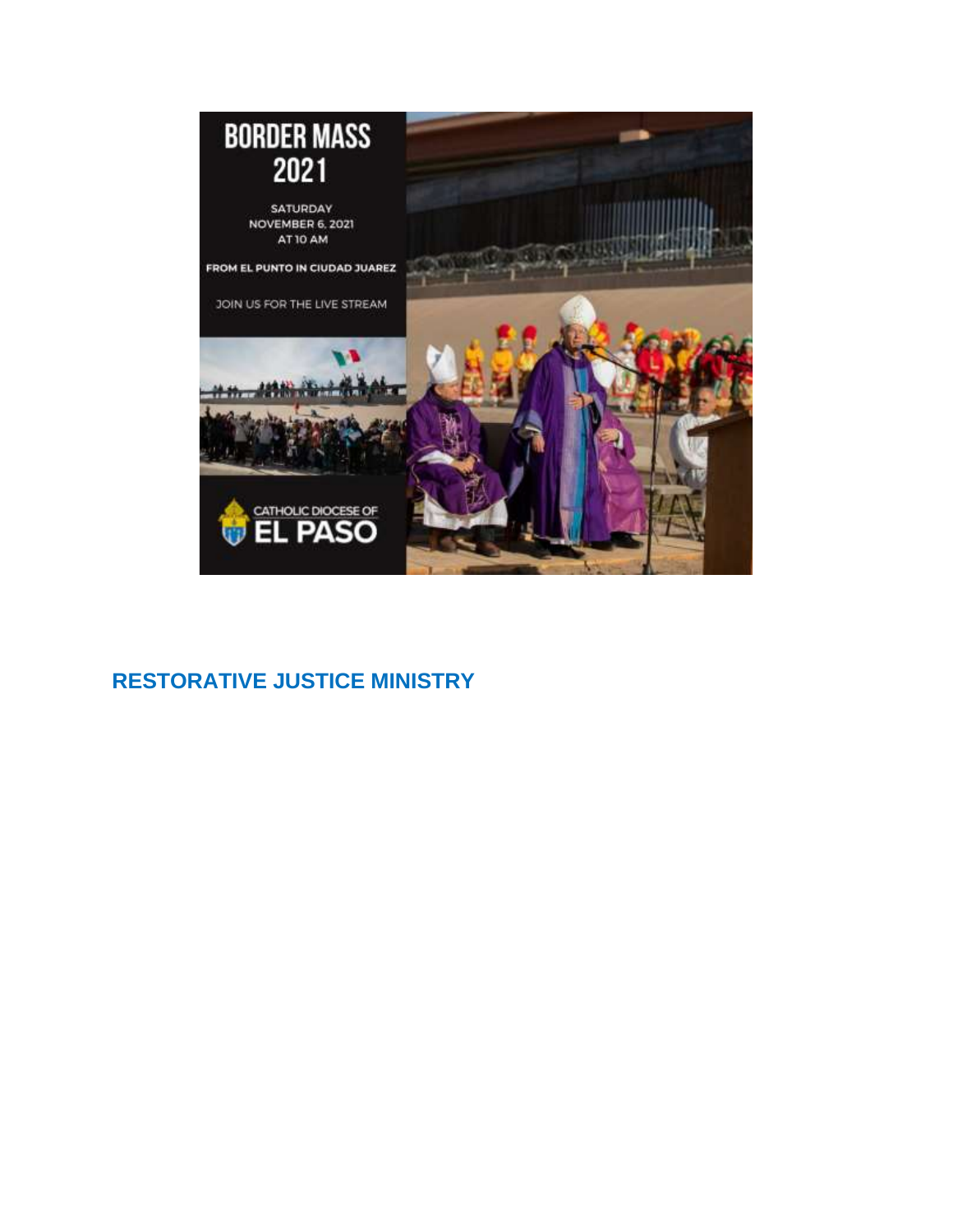BORDER MASS 2021

SATURDAY
NOVEMBER 6, 2021
AT 10 AM

FROM EL PUNTO IN CIUDAD JUAREZ

JOIN US FOR THE LIVE STREAM

CATHOLIC DIOCESE OF
EL PASO

## RESTORATIVE JUSTICE MINISTRY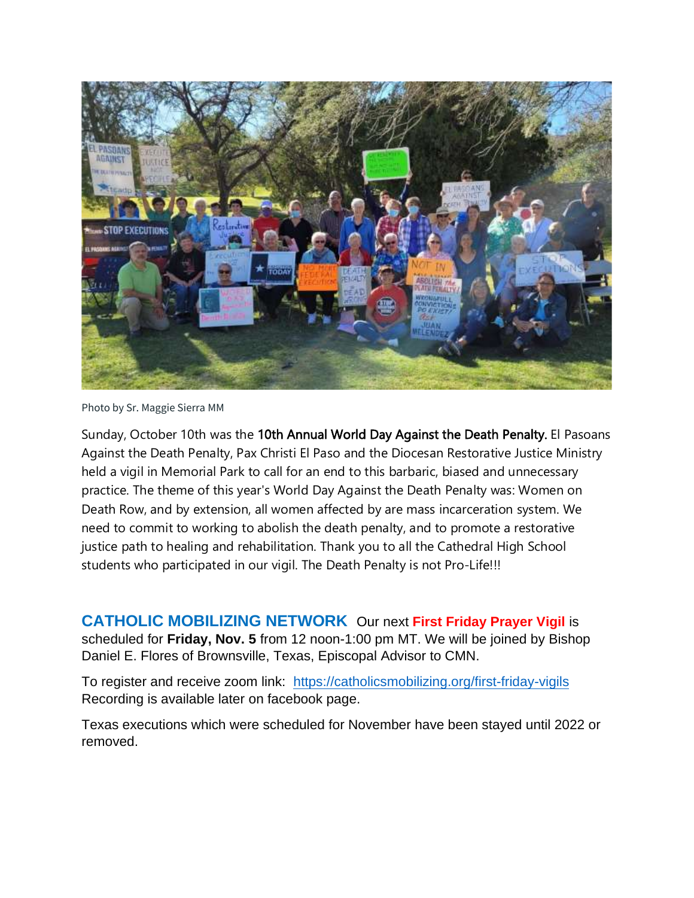Photo by Sr. Maggie Sierra MM

Sunday, October 10th was the **10th Annual World Day Against the Death Penalty.** El Pasoans Against the Death Penalty, Pax Christi El Paso and the Diocesan Restorative Justice Ministry held a vigil in Memorial Park to call for an end to this barbaric, biased and unnecessary practice. The theme of this year's World Day Against the Death Penalty was: Women on Death Row, and by extension, all women affected by are mass incarceration system. We need to commit to working to abolish the death penalty, and to promote a restorative justice path to healing and rehabilitation. Thank you to all the Cathedral High School students who participated in our vigil. The Death Penalty is not Pro-Life!!!

**CATHOLIC MOBILIZING NETWORK** Our next **First Friday Prayer Vigil** is scheduled for **Friday, Nov. 5** from 12 noon-1:00 pm MT. We will be joined by Bishop Daniel E. Flores of Brownsville, Texas, Episcopal Advisor to CMN.

To register and receive zoom link: https://catholicsmobilizing.org/first-friday-vigils
Recording is available later on facebook page.

Texas executions which were scheduled for November have been stayed until 2022 or removed.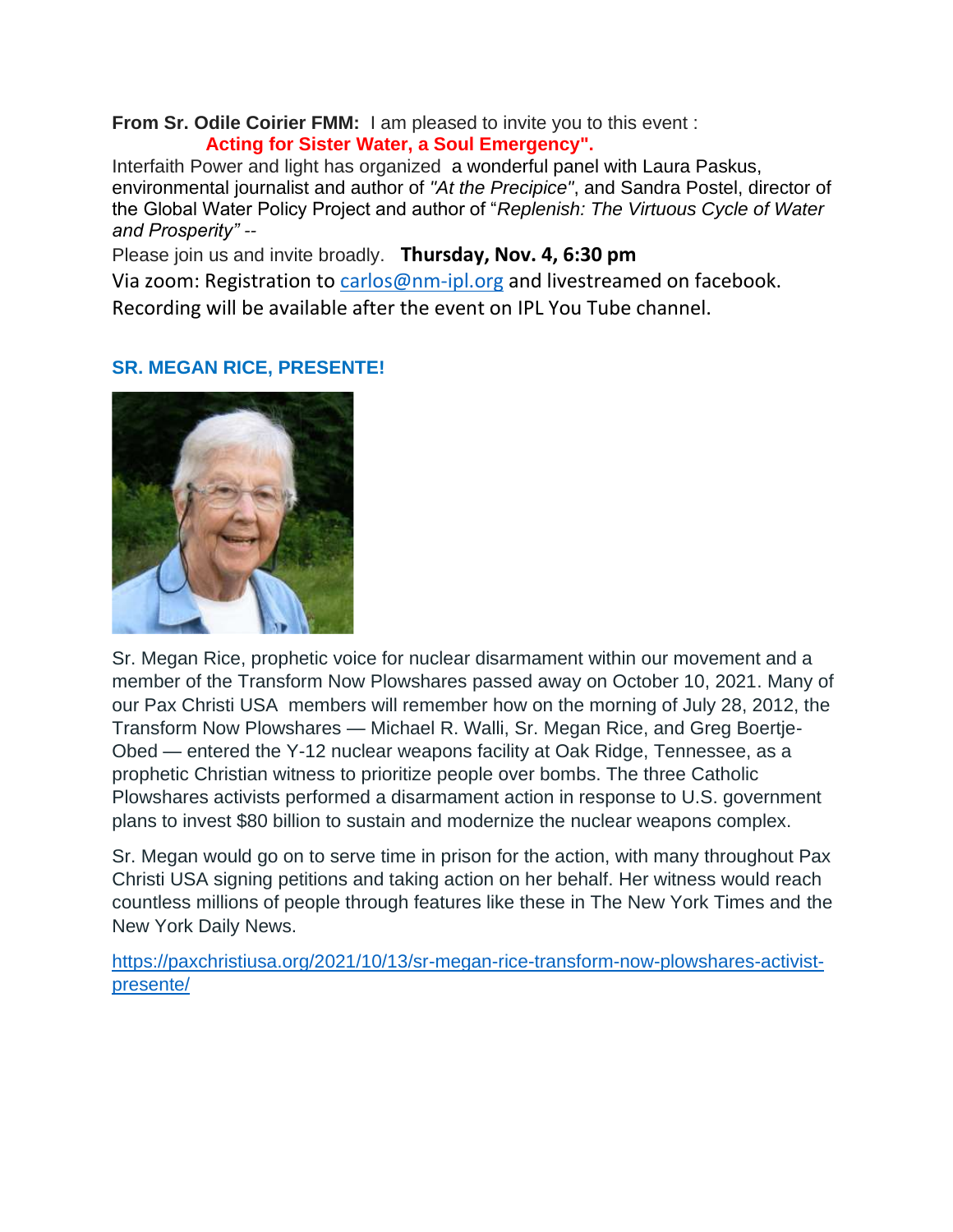**From Sr. Odile Coirier FMM:** I am pleased to invite you to this event :

**Acting for Sister Water, a Soul Emergency".**

Interfaith Power and light has organized a wonderful panel with Laura Paskus, environmental journalist and author of *"At the Precipice"*, and Sandra Postel, director of the Global Water Policy Project and author of "*Replenish: The Virtuous Cycle of Water and Prosperity"* --

Please join us and invite broadly. **Thursday, Nov. 4, 6:30 pm**

Via zoom: Registration to carlos@nm-ipl.org and livestreamed on facebook. Recording will be available after the event on IPL You Tube channel.

**SR. MEGAN RICE, PRESENTE!**

Sr. Megan Rice, prophetic voice for nuclear disarmament within our movement and a member of the Transform Now Plowshares passed away on October 10, 2021. Many of our Pax Christi USA members will remember how on the morning of July 28, 2012, the Transform Now Plowshares — Michael R. Walli, Sr. Megan Rice, and Greg Boertje-Obed — entered the Y-12 nuclear weapons facility at Oak Ridge, Tennessee, as a prophetic Christian witness to prioritize people over bombs. The three Catholic Plowshares activists performed a disarmament action in response to U.S. government plans to invest $80 billion to sustain and modernize the nuclear weapons complex.

Sr. Megan would go on to serve time in prison for the action, with many throughout Pax Christi USA signing petitions and taking action on her behalf. Her witness would reach countless millions of people through features like these in The New York Times and the New York Daily News.

https://paxchristiusa.org/2021/10/13/sr-megan-rice-transform-now-plowshares-activist-presente/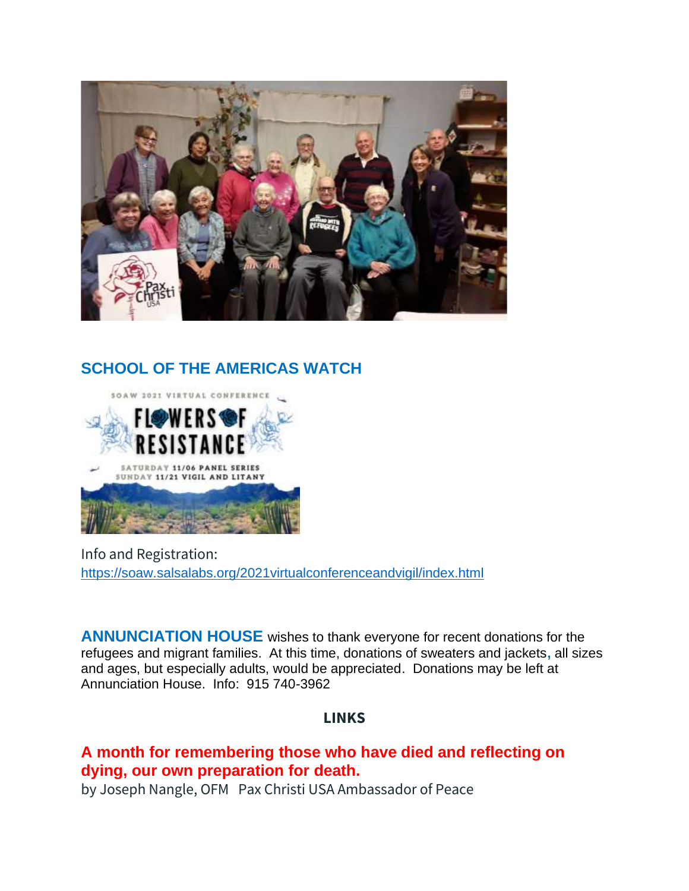## SCHOOL OF THE AMERICAS WATCH

Info and Registration:
https://soaw.salsalabs.org/2021virtualconferenceandvigil/index.html

**ANNUNCIATION HOUSE** wishes to thank everyone for recent donations for the refugees and migrant families. At this time, donations of sweaters and jackets, all sizes and ages, but especially adults, would be appreciated. Donations may be left at Annunciation House. Info: 915 740-3962

## LINKS

**A month for remembering those who have died and reflecting on dying, our own preparation for death.**

by Joseph Nangle, OFM Pax Christi USA Ambassador of Peace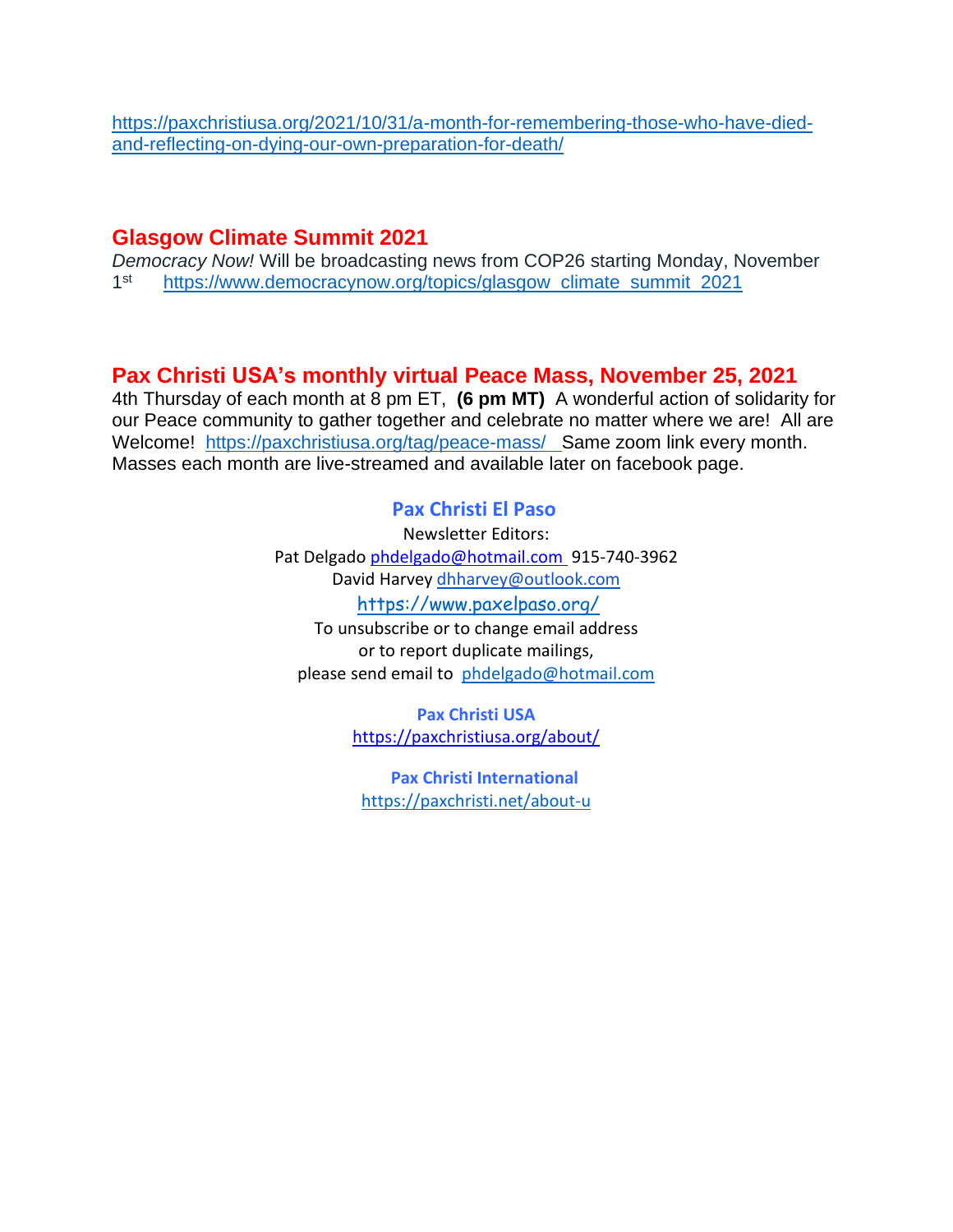https://paxchristiusa.org/2021/10/31/a-month-for-remembering-those-who-have-died-and-reflecting-on-dying-our-own-preparation-for-death/

## Glasgow Climate Summit 2021

*Democracy Now!* Will be broadcasting news from COP26 starting Monday, November 1st https://www.democracynow.org/topics/glasgow_climate_summit_2021

## Pax Christi USA's monthly virtual Peace Mass, November 25, 2021

4th Thursday of each month at 8 pm ET, **(6 pm MT)** A wonderful action of solidarity for our Peace community to gather together and celebrate no matter where we are! All are Welcome! https://paxchristiusa.org/tag/peace-mass/ Same zoom link every month. Masses each month are live-streamed and available later on facebook page.

### Pax Christi El Paso

Newsletter Editors:
Pat Delgado phdelgado@hotmail.com 915-740-3962
David Harvey dhharvey@outlook.com
https://www.paxelpaso.org/
To unsubscribe or to change email address
or to report duplicate mailings,
please send email to phdelgado@hotmail.com

**Pax Christi USA**
https://paxchristiusa.org/about/

**Pax Christi International**
https://paxchristi.net/about-u